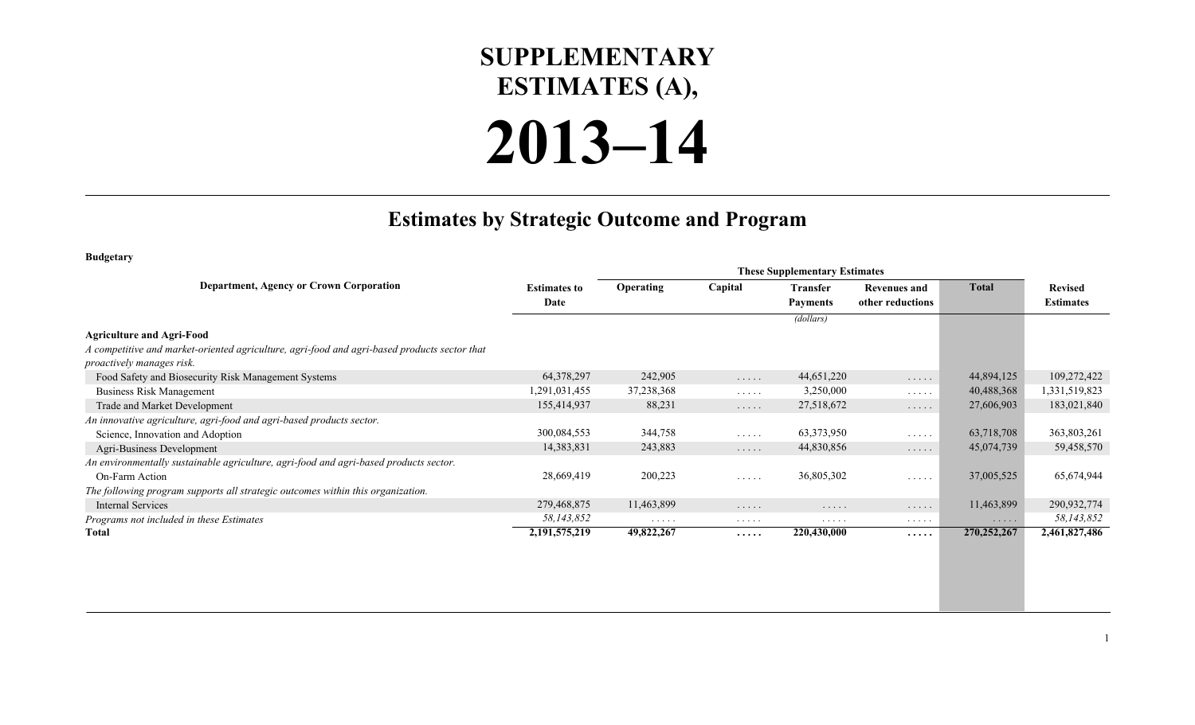# SUPPLEMENTARY ESTIMATES (A),

# 2013–14

## Estimates by Strategic Outcome and Program

**Budgetary**

| Department, Agency or Crown Corporation | Estimates to Date | These Supplementary Estimates | | | | | Revised Estimates |
|---|---|---|---|---|---|---|---|
| | | Operating | Capital | Transfer Payments | Revenues and other reductions | Total | |
| | | | | (dollars) | | | |
| **Agriculture and Agri-Food** | | | | | | | |
| *A competitive and market-oriented agriculture, agri-food and agri-based products sector that proactively manages risk.* | | | | | | | |
| Food Safety and Biosecurity Risk Management Systems | 64,378,297 | 242,905 | ..... | 44,651,220 | ..... | 44,894,125 | 109,272,422 |
| Business Risk Management | 1,291,031,455 | 37,238,368 | ..... | 3,250,000 | ..... | 40,488,368 | 1,331,519,823 |
| Trade and Market Development | 155,414,937 | 88,231 | ..... | 27,518,672 | ..... | 27,606,903 | 183,021,840 |
| *An innovative agriculture, agri-food and agri-based products sector.* | | | | | | | |
| Science, Innovation and Adoption | 300,084,553 | 344,758 | ..... | 63,373,950 | ..... | 63,718,708 | 363,803,261 |
| Agri-Business Development | 14,383,831 | 243,883 | ..... | 44,830,856 | ..... | 45,074,739 | 59,458,570 |
| *An environmentally sustainable agriculture, agri-food and agri-based products sector.* | | | | | | | |
| On-Farm Action | 28,669,419 | 200,223 | ..... | 36,805,302 | ..... | 37,005,525 | 65,674,944 |
| *The following program supports all strategic outcomes within this organization.* | | | | | | | |
| Internal Services | 279,468,875 | 11,463,899 | ..... | ..... | ..... | 11,463,899 | 290,932,774 |
| *Programs not included in these Estimates* | *58,143,852* | ..... | ..... | ..... | ..... | ..... | *58,143,852* |
| **Total** | **2,191,575,219** | **49,822,267** | **.....** | **220,430,000** | **.....** | **270,252,267** | **2,461,827,486** |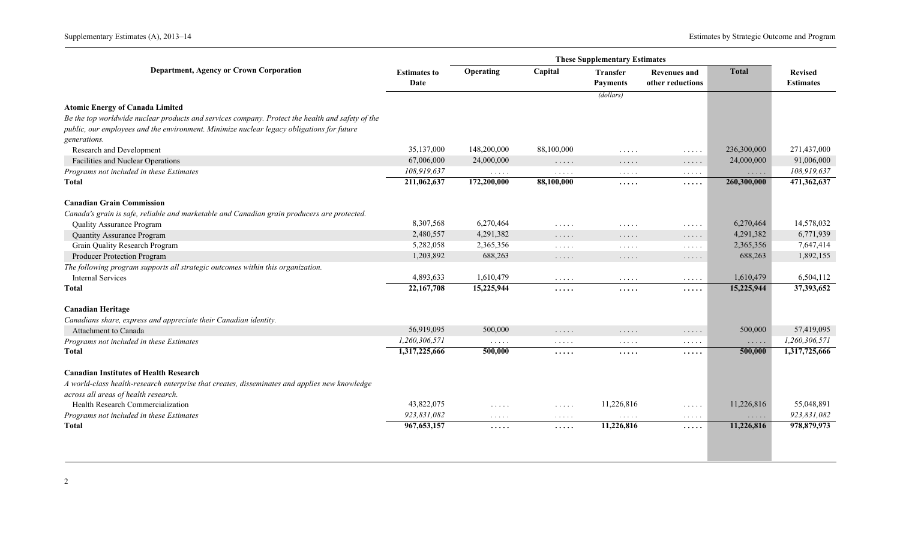| Department, Agency or Crown Corporation | Estimates to Date | These Supplementary Estimates | | | | | Revised Estimates |
|---|---|---|---|---|---|---|---|
| | | Operating | Capital | Transfer Payments | Revenues and other reductions | Total | |
| | | | | (dollars) | | | |
| **Atomic Energy of Canada Limited** | | | | | | | |
| *Be the top worldwide nuclear products and services company. Protect the health and safety of the public, our employees and the environment. Minimize nuclear legacy obligations for future generations.* | | | | | | | |
| Research and Development | 35,137,000 | 148,200,000 | 88,100,000 | ..... | ..... | 236,300,000 | 271,437,000 |
| Facilities and Nuclear Operations | 67,006,000 | 24,000,000 | ..... | ..... | ..... | 24,000,000 | 91,006,000 |
| *Programs not included in these Estimates* | *108,919,637* | ..... | ..... | ..... | ..... | ..... | *108,919,637* |
| **Total** | **211,062,637** | **172,200,000** | **88,100,000** | **.....** | **.....** | **260,300,000** | **471,362,637** |
| **Canadian Grain Commission** | | | | | | | |
| *Canada's grain is safe, reliable and marketable and Canadian grain producers are protected.* | | | | | | | |
| Quality Assurance Program | 8,307,568 | 6,270,464 | ..... | ..... | ..... | 6,270,464 | 14,578,032 |
| Quantity Assurance Program | 2,480,557 | 4,291,382 | ..... | ..... | ..... | 4,291,382 | 6,771,939 |
| Grain Quality Research Program | 5,282,058 | 2,365,356 | ..... | ..... | ..... | 2,365,356 | 7,647,414 |
| Producer Protection Program | 1,203,892 | 688,263 | ..... | ..... | ..... | 688,263 | 1,892,155 |
| *The following program supports all strategic outcomes within this organization.* | | | | | | | |
| Internal Services | 4,893,633 | 1,610,479 | ..... | ..... | ..... | 1,610,479 | 6,504,112 |
| **Total** | **22,167,708** | **15,225,944** | **.....** | **.....** | **.....** | **15,225,944** | **37,393,652** |
| **Canadian Heritage** | | | | | | | |
| *Canadians share, express and appreciate their Canadian identity.* | | | | | | | |
| Attachment to Canada | 56,919,095 | 500,000 | ..... | ..... | ..... | 500,000 | 57,419,095 |
| *Programs not included in these Estimates* | *1,260,306,571* | ..... | ..... | ..... | ..... | ..... | *1,260,306,571* |
| **Total** | **1,317,225,666** | **500,000** | **.....** | **.....** | **.....** | **500,000** | **1,317,725,666** |
| **Canadian Institutes of Health Research** | | | | | | | |
| *A world-class health-research enterprise that creates, disseminates and applies new knowledge across all areas of health research.* | | | | | | | |
| Health Research Commercialization | 43,822,075 | ..... | ..... | 11,226,816 | ..... | 11,226,816 | 55,048,891 |
| *Programs not included in these Estimates* | *923,831,082* | ..... | ..... | ..... | ..... | ..... | *923,831,082* |
| **Total** | **967,653,157** | **.....** | **.....** | **11,226,816** | **.....** | **11,226,816** | **978,879,973** |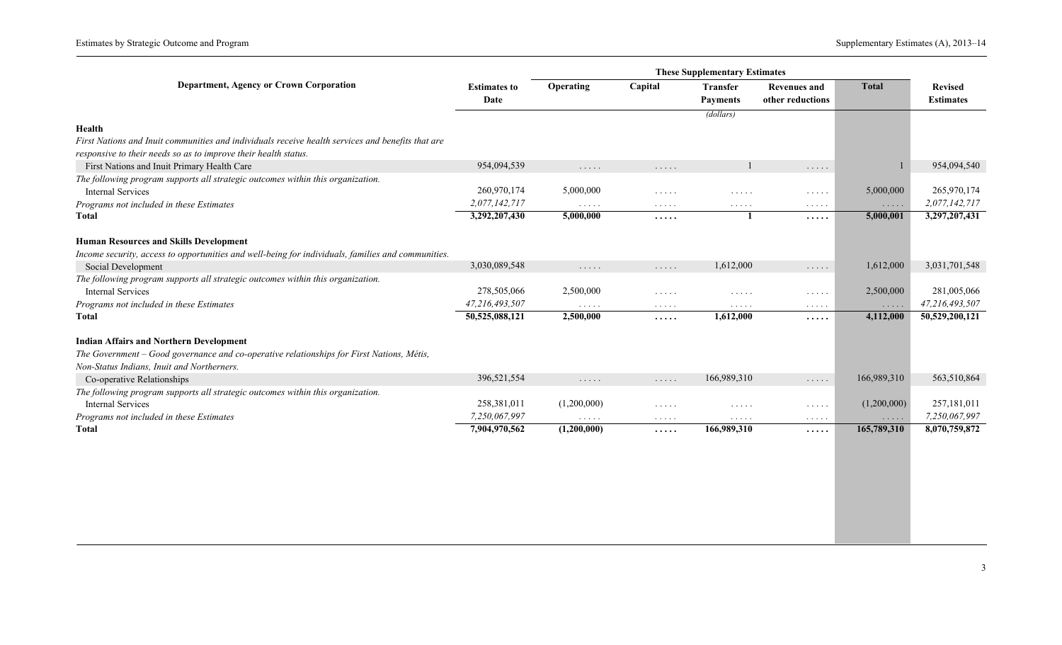| Department, Agency or Crown Corporation | Estimates to Date | These Supplementary Estimates | | | | | Revised Estimates |
|---|---|---|---|---|---|---|---|
| | | Operating | Capital | Transfer Payments | Revenues and other reductions | Total | |
| | | | | (dollars) | | | |
| **Health** | | | | | | | |
| *First Nations and Inuit communities and individuals receive health services and benefits that are responsive to their needs so as to improve their health status.* | | | | | | | |
| First Nations and Inuit Primary Health Care | 954,094,539 | ..... | ..... | 1 | ..... | 1 | 954,094,540 |
| *The following program supports all strategic outcomes within this organization.* | | | | | | | |
| Internal Services | 260,970,174 | 5,000,000 | ..... | ..... | ..... | 5,000,000 | 265,970,174 |
| *Programs not included in these Estimates* | *2,077,142,717* | ..... | ..... | ..... | ..... | ..... | *2,077,142,717* |
| **Total** | **3,292,207,430** | **5,000,000** | **.....** | **1** | **.....** | **5,000,001** | **3,297,207,431** |
| **Human Resources and Skills Development** | | | | | | | |
| *Income security, access to opportunities and well-being for individuals, families and communities.* | | | | | | | |
| Social Development | 3,030,089,548 | ..... | ..... | 1,612,000 | ..... | 1,612,000 | 3,031,701,548 |
| *The following program supports all strategic outcomes within this organization.* | | | | | | | |
| Internal Services | 278,505,066 | 2,500,000 | ..... | ..... | ..... | 2,500,000 | 281,005,066 |
| *Programs not included in these Estimates* | *47,216,493,507* | ..... | ..... | ..... | ..... | ..... | *47,216,493,507* |
| **Total** | **50,525,088,121** | **2,500,000** | **.....** | **1,612,000** | **.....** | **4,112,000** | **50,529,200,121** |
| **Indian Affairs and Northern Development** | | | | | | | |
| *The Government – Good governance and co-operative relationships for First Nations, Métis, Non-Status Indians, Inuit and Northerners.* | | | | | | | |
| Co-operative Relationships | 396,521,554 | ..... | ..... | 166,989,310 | ..... | 166,989,310 | 563,510,864 |
| *The following program supports all strategic outcomes within this organization.* | | | | | | | |
| Internal Services | 258,381,011 | (1,200,000) | ..... | ..... | ..... | (1,200,000) | 257,181,011 |
| *Programs not included in these Estimates* | *7,250,067,997* | ..... | ..... | ..... | ..... | ..... | *7,250,067,997* |
| **Total** | **7,904,970,562** | **(1,200,000)** | **.....** | **166,989,310** | **.....** | **165,789,310** | **8,070,759,872** |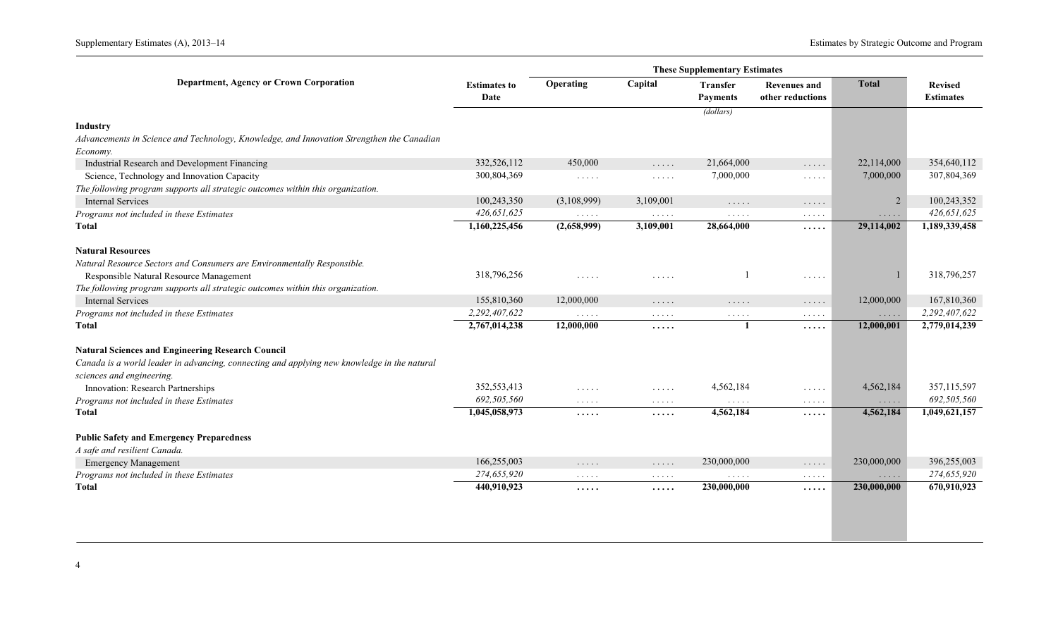| Department, Agency or Crown Corporation | Estimates to Date | These Supplementary Estimates | | | | | Revised Estimates |
|---|---|---|---|---|---|---|---|
| | | Operating | Capital | Transfer Payments | Revenues and other reductions | Total | |
| | | | | (dollars) | | | |
| **Industry** | | | | | | | |
| *Advancements in Science and Technology, Knowledge, and Innovation Strengthen the Canadian Economy.* | | | | | | | |
| Industrial Research and Development Financing | 332,526,112 | 450,000 | ..... | 21,664,000 | ..... | 22,114,000 | 354,640,112 |
| Science, Technology and Innovation Capacity | 300,804,369 | ..... | ..... | 7,000,000 | ..... | 7,000,000 | 307,804,369 |
| *The following program supports all strategic outcomes within this organization.* | | | | | | | |
| Internal Services | 100,243,350 | (3,108,999) | 3,109,001 | ..... | ..... | 2 | 100,243,352 |
| *Programs not included in these Estimates* | *426,651,625* | ..... | ..... | ..... | ..... | ..... | *426,651,625* |
| **Total** | **1,160,225,456** | **(2,658,999)** | **3,109,001** | **28,664,000** | **.....** | **29,114,002** | **1,189,339,458** |
| **Natural Resources** | | | | | | | |
| *Natural Resource Sectors and Consumers are Environmentally Responsible.* | | | | | | | |
| Responsible Natural Resource Management | 318,796,256 | ..... | ..... | 1 | ..... | 1 | 318,796,257 |
| *The following program supports all strategic outcomes within this organization.* | | | | | | | |
| Internal Services | 155,810,360 | 12,000,000 | ..... | ..... | ..... | 12,000,000 | 167,810,360 |
| *Programs not included in these Estimates* | *2,292,407,622* | ..... | ..... | ..... | ..... | ..... | *2,292,407,622* |
| **Total** | **2,767,014,238** | **12,000,000** | **.....** | **1** | **.....** | **12,000,001** | **2,779,014,239** |
| **Natural Sciences and Engineering Research Council** | | | | | | | |
| *Canada is a world leader in advancing, connecting and applying new knowledge in the natural sciences and engineering.* | | | | | | | |
| Innovation: Research Partnerships | 352,553,413 | ..... | ..... | 4,562,184 | ..... | 4,562,184 | 357,115,597 |
| *Programs not included in these Estimates* | *692,505,560* | ..... | ..... | ..... | ..... | ..... | *692,505,560* |
| **Total** | **1,045,058,973** | **.....** | **.....** | **4,562,184** | **.....** | **4,562,184** | **1,049,621,157** |
| **Public Safety and Emergency Preparedness** | | | | | | | |
| *A safe and resilient Canada.* | | | | | | | |
| Emergency Management | 166,255,003 | ..... | ..... | 230,000,000 | ..... | 230,000,000 | 396,255,003 |
| *Programs not included in these Estimates* | *274,655,920* | ..... | ..... | ..... | ..... | ..... | *274,655,920* |
| **Total** | **440,910,923** | **.....** | **.....** | **230,000,000** | **.....** | **230,000,000** | **670,910,923** |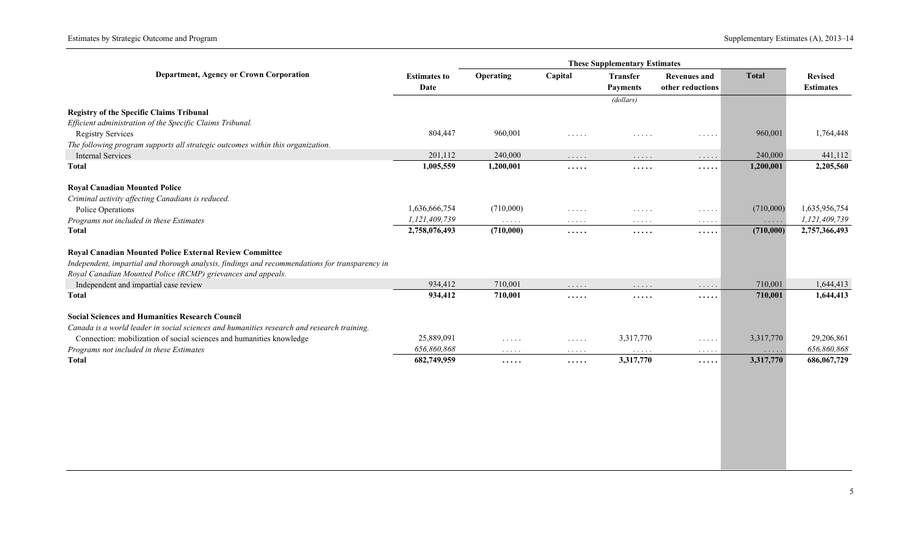| Department, Agency or Crown Corporation | Estimates to Date | These Supplementary Estimates | | | | | Revised Estimates |
|---|---|---|---|---|---|---|---|
| | | Operating | Capital | Transfer Payments | Revenues and other reductions | Total | |
| | | | | (dollars) | | | |
| **Registry of the Specific Claims Tribunal** | | | | | | | |
| *Efficient administration of the Specific Claims Tribunal.* | | | | | | | |
| Registry Services | 804,447 | 960,001 | ..... | ..... | ..... | 960,001 | 1,764,448 |
| *The following program supports all strategic outcomes within this organization.* | | | | | | | |
| Internal Services | 201,112 | 240,000 | ..... | ..... | ..... | 240,000 | 441,112 |
| **Total** | **1,005,559** | **1,200,001** | **.....** | **.....** | **.....** | **1,200,001** | **2,205,560** |
| **Royal Canadian Mounted Police** | | | | | | | |
| *Criminal activity affecting Canadians is reduced.* | | | | | | | |
| Police Operations | 1,636,666,754 | (710,000) | ..... | ..... | ..... | (710,000) | 1,635,956,754 |
| *Programs not included in these Estimates* | *1,121,409,739* | ..... | ..... | ..... | ..... | ..... | *1,121,409,739* |
| **Total** | **2,758,076,493** | **(710,000)** | **.....** | **.....** | **.....** | **(710,000)** | **2,757,366,493** |
| **Royal Canadian Mounted Police External Review Committee** | | | | | | | |
| *Independent, impartial and thorough analysis, findings and recommendations for transparency in Royal Canadian Mounted Police (RCMP) grievances and appeals.* | | | | | | | |
| Independent and impartial case review | 934,412 | 710,001 | ..... | ..... | ..... | 710,001 | 1,644,413 |
| **Total** | **934,412** | **710,001** | **.....** | **.....** | **.....** | **710,001** | **1,644,413** |
| **Social Sciences and Humanities Research Council** | | | | | | | |
| *Canada is a world leader in social sciences and humanities research and research training.* | | | | | | | |
| Connection: mobilization of social sciences and humanities knowledge | 25,889,091 | ..... | ..... | 3,317,770 | ..... | 3,317,770 | 29,206,861 |
| *Programs not included in these Estimates* | *656,860,868* | ..... | ..... | ..... | ..... | ..... | *656,860,868* |
| **Total** | **682,749,959** | **.....** | **.....** | **3,317,770** | **.....** | **3,317,770** | **686,067,729** |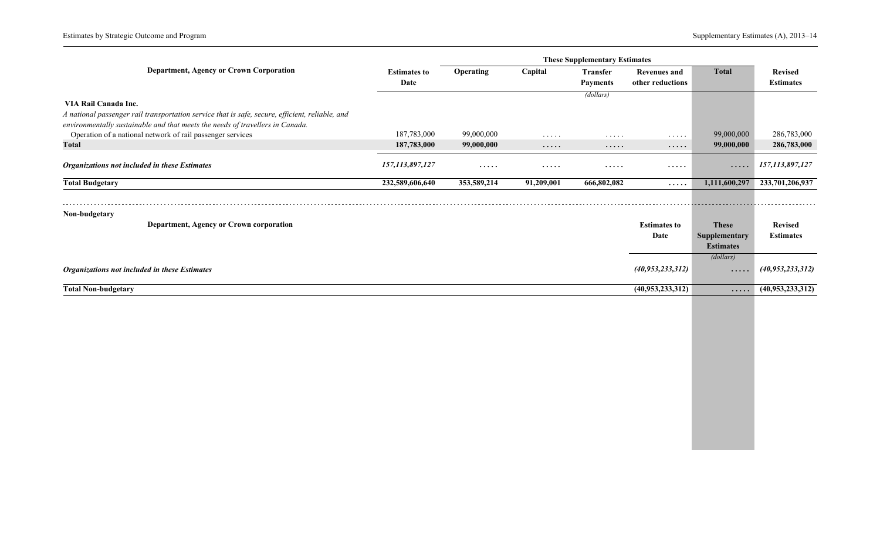| Department, Agency or Crown Corporation | Estimates to Date | These Supplementary Estimates | | | | | Revised Estimates |
|---|---|---|---|---|---|---|---|
| | | Operating | Capital | Transfer Payments | Revenues and other reductions | Total | |
| | | | | (dollars) | | | |
| **VIA Rail Canada Inc.** | | | | | | | |
| *A national passenger rail transportation service that is safe, secure, efficient, reliable, and environmentally sustainable and that meets the needs of travellers in Canada.* | | | | | | | |
| Operation of a national network of rail passenger services | 187,783,000 | 99,000,000 | ..... | ..... | ..... | 99,000,000 | 286,783,000 |
| **Total** | **187,783,000** | **99,000,000** | **.....** | **.....** | **.....** | **99,000,000** | **286,783,000** |
| ***Organizations not included in these Estimates*** | ***157,113,897,127*** | ..... | ..... | ..... | ..... | ..... | ***157,113,897,127*** |
| **Total Budgetary** | **232,589,606,640** | **353,589,214** | **91,209,001** | **666,802,082** | **.....** | **1,111,600,297** | **233,701,206,937** |

**Non-budgetary**

| Department, Agency or Crown corporation | Estimates to Date | These Supplementary Estimates | Revised Estimates |
|---|---|---|---|
| | | (dollars) | |
| ***Organizations not included in these Estimates*** | ***(40,953,233,312)*** | ..... | ***(40,953,233,312)*** |
| **Total Non-budgetary** | **(40,953,233,312)** | **.....** | **(40,953,233,312)** |